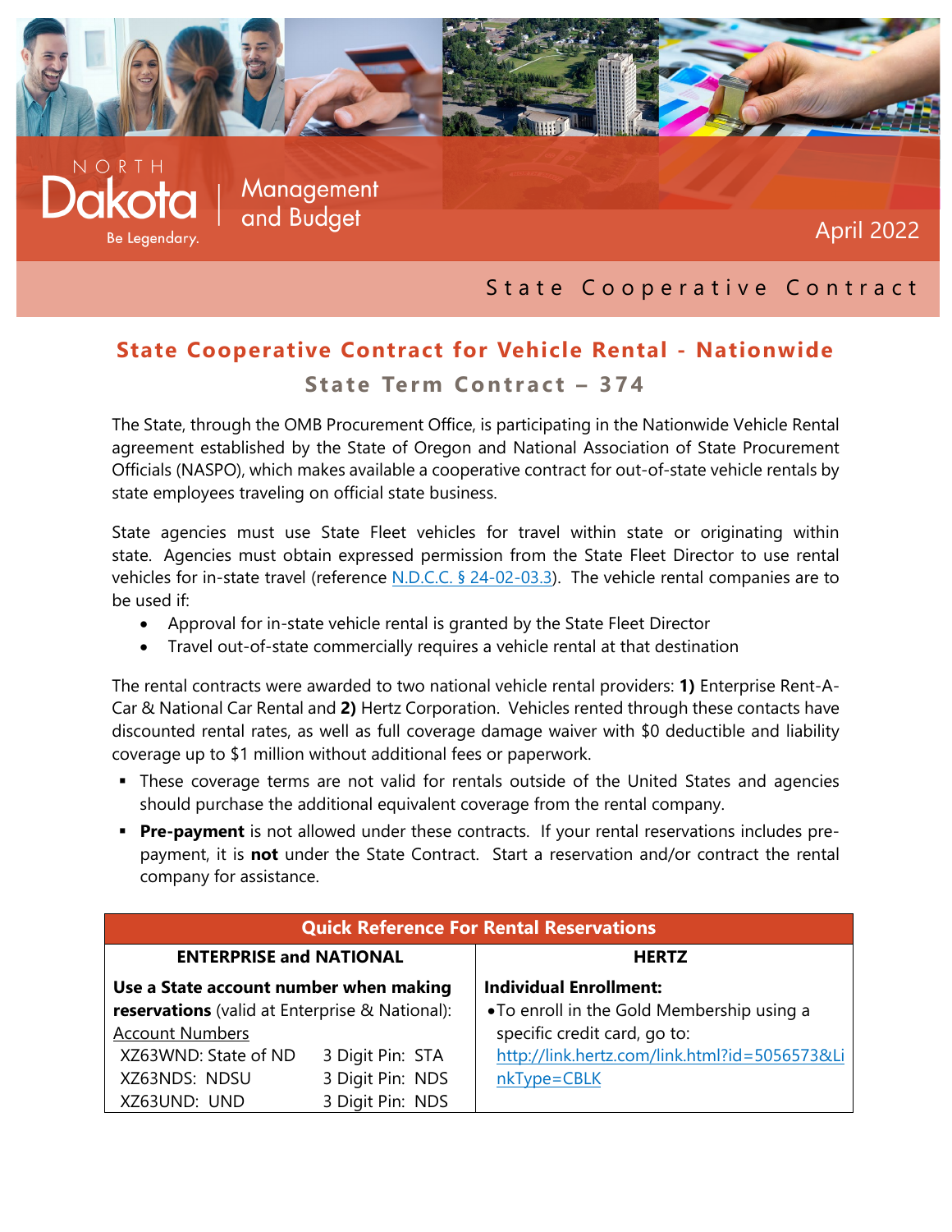NORTH Dakota | Management and Budget

Be Legendary.

April 2022

State Cooperative Contract

# State Cooperative Contract for Vehicle Rental - Nationwide

## State Term Contract – 374

The State, through the OMB Procurement Office, is participating in the Nationwide Vehicle Rental agreement established by the State of Oregon and National Association of State Procurement Officials (NASPO), which makes available a cooperative contract for out-of-state vehicle rentals by state employees traveling on official state business.

State agencies must use State Fleet vehicles for travel within state or originating within state. Agencies must obtain expressed permission from the State Fleet Director to use rental vehicles for in-state travel (reference N.D.C.C. § 24-02-03.3). The vehicle rental companies are to be used if:

- Approval for in-state vehicle rental is granted by the State Fleet Director
- Travel out-of-state commercially requires a vehicle rental at that destination

The rental contracts were awarded to two national vehicle rental providers: **1)** Enterprise Rent-A-Car & National Car Rental and **2)** Hertz Corporation. Vehicles rented through these contacts have discounted rental rates, as well as full coverage damage waiver with $0 deductible and liability coverage up to $1 million without additional fees or paperwork.

- These coverage terms are not valid for rentals outside of the United States and agencies should purchase the additional equivalent coverage from the rental company.
- **Pre-payment** is not allowed under these contracts. If your rental reservations includes pre-payment, it is **not** under the State Contract. Start a reservation and/or contract the rental company for assistance.

| Quick Reference For Rental Reservations | |
|---|---|
| **ENTERPRISE and NATIONAL** | **HERTZ** |
| **Use a State account number when making reservations** (valid at Enterprise & National):<br>Account Numbers<br>XZ63WND: State of ND — 3 Digit Pin: STA<br>XZ63NDS: NDSU — 3 Digit Pin: NDS<br>XZ63UND: UND — 3 Digit Pin: NDS | **Individual Enrollment:**<br>• To enroll in the Gold Membership using a specific credit card, go to: http://link.hertz.com/link.html?id=5056573&LinkType=CBLK |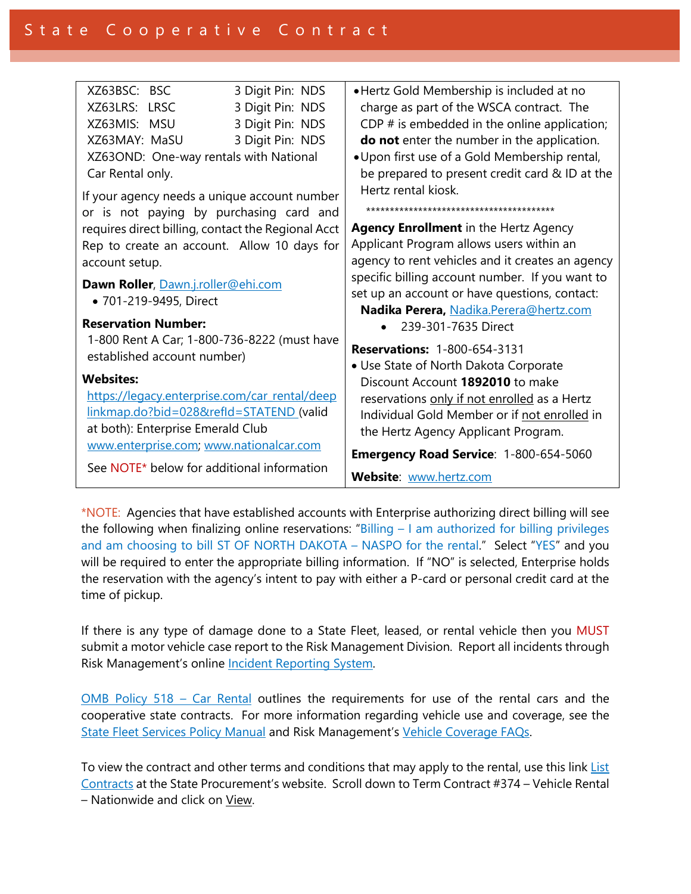State Cooperative Contract

XZ63BSC: BSC 3 Digit Pin: NDS
XZ63LRS: LRSC 3 Digit Pin: NDS
XZ63MIS: MSU 3 Digit Pin: NDS
XZ63MAY: MaSU 3 Digit Pin: NDS
XZ63OND: One-way rentals with National Car Rental only.

If your agency needs a unique account number or is not paying by purchasing card and requires direct billing, contact the Regional Acct Rep to create an account. Allow 10 days for account setup.

**Dawn Roller**, Dawn.j.roller@ehi.com

- 701-219-9495, Direct

**Reservation Number:**
1-800 Rent A Car; 1-800-736-8222 (must have established account number)

**Websites:**
https://legacy.enterprise.com/car_rental/deeplinkmap.do?bid=028&refId=STATEND (valid at both): Enterprise Emerald Club
www.enterprise.com; www.nationalcar.com

See NOTE* below for additional information

- Hertz Gold Membership is included at no charge as part of the WSCA contract. The CDP # is embedded in the online application; **do not** enter the number in the application.
- Upon first use of a Gold Membership rental, be prepared to present credit card & ID at the Hertz rental kiosk.

****************************************

**Agency Enrollment** in the Hertz Agency Applicant Program allows users within an agency to rent vehicles and it creates an agency specific billing account number. If you want to set up an account or have questions, contact:

**Nadika Perera,** Nadika.Perera@hertz.com

- 239-301-7635 Direct

**Reservations:** 1-800-654-3131

- Use State of North Dakota Corporate Discount Account **1892010** to make reservations only if not enrolled as a Hertz Individual Gold Member or if not enrolled in the Hertz Agency Applicant Program.

**Emergency Road Service**: 1-800-654-5060

**Website**: www.hertz.com

*NOTE: Agencies that have established accounts with Enterprise authorizing direct billing will see the following when finalizing online reservations: "Billing – I am authorized for billing privileges and am choosing to bill ST OF NORTH DAKOTA – NASPO for the rental." Select "YES" and you will be required to enter the appropriate billing information. If "NO" is selected, Enterprise holds the reservation with the agency's intent to pay with either a P-card or personal credit card at the time of pickup.

If there is any type of damage done to a State Fleet, leased, or rental vehicle then you MUST submit a motor vehicle case report to the Risk Management Division. Report all incidents through Risk Management's online Incident Reporting System.

OMB Policy 518 – Car Rental outlines the requirements for use of the rental cars and the cooperative state contracts. For more information regarding vehicle use and coverage, see the State Fleet Services Policy Manual and Risk Management's Vehicle Coverage FAQs.

To view the contract and other terms and conditions that may apply to the rental, use this link List Contracts at the State Procurement's website. Scroll down to Term Contract #374 – Vehicle Rental – Nationwide and click on View.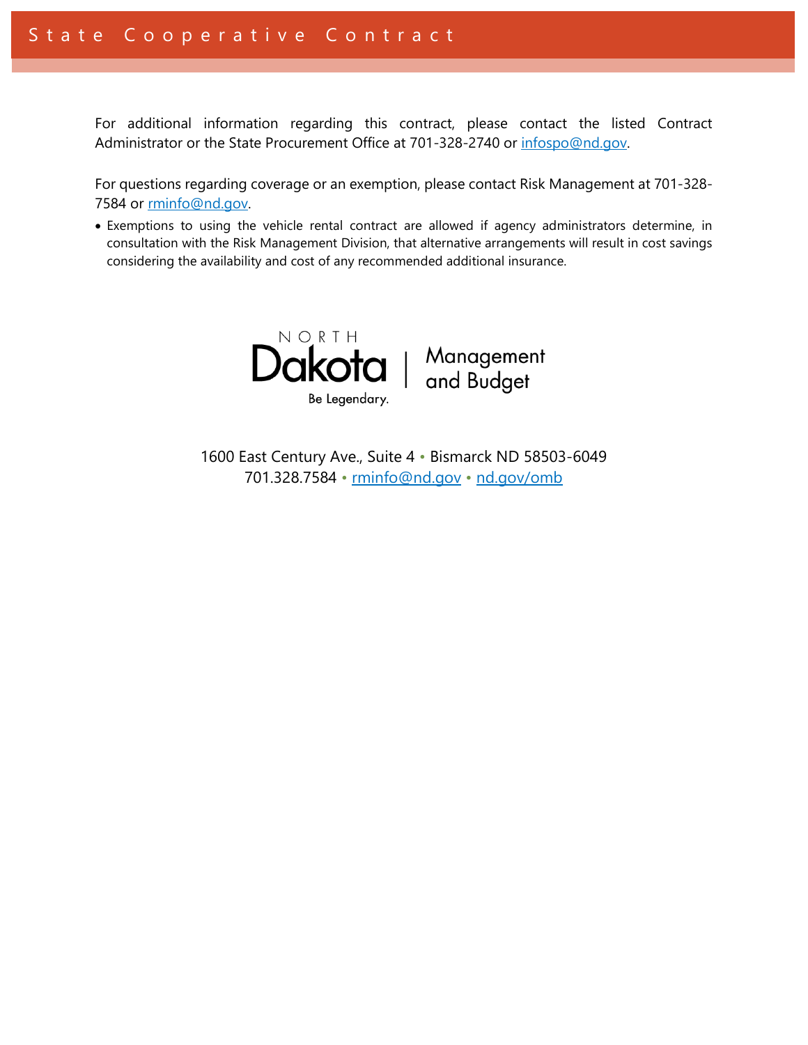For additional information regarding this contract, please contact the listed Contract Administrator or the State Procurement Office at 701-328-2740 or infospo@nd.gov.

For questions regarding coverage or an exemption, please contact Risk Management at 701-328-7584 or rminfo@nd.gov.

- Exemptions to using the vehicle rental contract are allowed if agency administrators determine, in consultation with the Risk Management Division, that alternative arrangements will result in cost savings considering the availability and cost of any recommended additional insurance.

NORTH Dakota | Management and Budget

Be Legendary.

1600 East Century Ave., Suite 4 • Bismarck ND 58503-6049
701.328.7584 • rminfo@nd.gov • nd.gov/omb